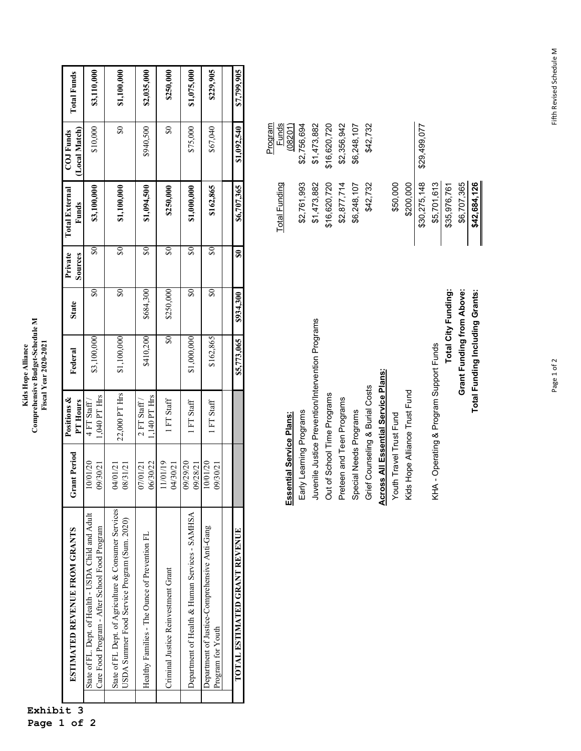Exhibit 3
Page 1 of 2

# Kids Hope Alliance
## Comprehensive Budget-Schedule M
### Fiscal Year 2020-2021

| ESTIMATED REVENUE FROM GRANTS | Grant Period | Positions & PT Hours | Federal | State | Private Sources | Total External Funds | COJ Funds (Local Match) | Total Funds |
|---|---|---|---|---|---|---|---|---|
| State of FL. Dept. of Health - USDA Child and Adult Care Food Program - After School Food Program | 10/01/20 09/30/21 | 4 FT Staff / 1,040 PT Hrs | $3,100,000 | $0 | $0 | $3,100,000 | $10,000 | $3,110,000 |
| State of FL Dept. of Agriculture & Consumer Services USDA Summer Food Service Program (Sum. 2020) | 04/01/21 08/31/21 | 22,000 PT Hrs | $1,100,000 | $0 | $0 | $1,100,000 | $0 | $1,100,000 |
| Healthy Families - The Ounce of Prevention FL | 07/01/21 06/30/22 | 2 FT Staff / 1,140 PT Hrs | $410,200 | $684,300 | $0 | $1,094,500 | $940,500 | $2,035,000 |
| Criminal Justice Reinvestment Grant | 11/01/19 04/30/21 | 1 FT Staff | $0 | $250,000 | $0 | $250,000 | $0 | $250,000 |
| Department of Health & Human Services - SAMHSA | 09/29/20 09/28/21 | 1 FT Staff | $1,000,000 | $0 | $0 | $1,000,000 | $75,000 | $1,075,000 |
| Department of Justice-Comprehensive Anti-Gang Program for Youth | 10/01/20 09/30/21 | 1 FT Staff | $162,865 | $0 | $0 | $162,865 | $67,040 | $229,905 |
| | | | | | | | | |
| **TOTAL ESTIMATED GRANT REVENUE** | | | **$5,773,065** | **$934,300** | **$0** | **$6,707,365** | **$1,092,540** | **$7,799,905** |

| | Total Funding | Program Funds (08201) |
|---|---|---|
| **Essential Service Plans:** | | |
| Early Learning Programs | $2,761,993 | $2,756,694 |
| Juvenile Justice Prevention/Intervention Programs | $1,473,882 | $1,473,882 |
| Out of School Time Programs | $16,620,720 | $16,620,720 |
| Preteen and Teen Programs | $2,877,714 | $2,356,942 |
| Special Needs Programs | $6,248,107 | $6,248,107 |
| Grief Counseling & Burial Costs | $42,732 | $42,732 |
| **Across All Essential Service Plans:** | | |
| Youth Travel Trust Fund | $50,000 | |
| Kids Hope Alliance Trust Fund | $200,000 | |
| | $30,275,148 | $29,499,077 |
| KHA - Operating & Program Support Funds | $5,701,613 | |
| **Total City Funding:** | $35,976,761 | |
| **Grant Funding from Above:** | $6,707,365 | |
| **Total Funding Including Grants:** | **$42,684,126** | |

Fifth Revised Schedule M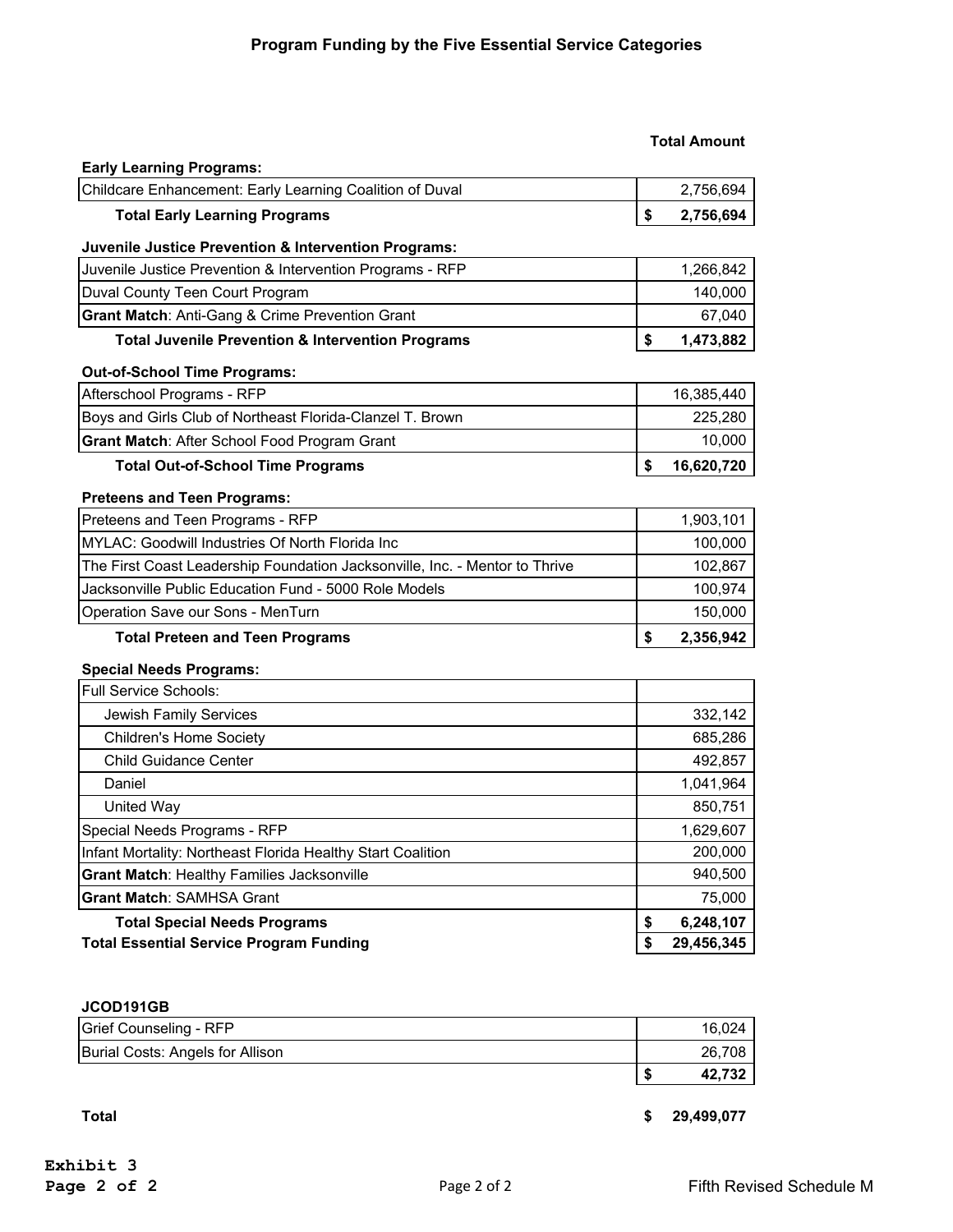## Program Funding by the Five Essential Service Categories

| | Total Amount |
|---|---|
| **Early Learning Programs:** | |
| Childcare Enhancement: Early Learning Coalition of Duval | 2,756,694 |
| **Total Early Learning Programs** | **$ 2,756,694** |
| **Juvenile Justice Prevention & Intervention Programs:** | |
| Juvenile Justice Prevention & Intervention Programs - RFP | 1,266,842 |
| Duval County Teen Court Program | 140,000 |
| **Grant Match**: Anti-Gang & Crime Prevention Grant | 67,040 |
| **Total Juvenile Prevention & Intervention Programs** | **$ 1,473,882** |
| **Out-of-School Time Programs:** | |
| Afterschool Programs - RFP | 16,385,440 |
| Boys and Girls Club of Northeast Florida-Clanzel T. Brown | 225,280 |
| **Grant Match**: After School Food Program Grant | 10,000 |
| **Total Out-of-School Time Programs** | **$ 16,620,720** |
| **Preteens and Teen Programs:** | |
| Preteens and Teen Programs - RFP | 1,903,101 |
| MYLAC: Goodwill Industries Of North Florida Inc | 100,000 |
| The First Coast Leadership Foundation Jacksonville, Inc. - Mentor to Thrive | 102,867 |
| Jacksonville Public Education Fund - 5000 Role Models | 100,974 |
| Operation Save our Sons - MenTurn | 150,000 |
| **Total Preteen and Teen Programs** | **$ 2,356,942** |
| **Special Needs Programs:** | |
| Full Service Schools: | |
| Jewish Family Services | 332,142 |
| Children's Home Society | 685,286 |
| Child Guidance Center | 492,857 |
| Daniel | 1,041,964 |
| United Way | 850,751 |
| Special Needs Programs - RFP | 1,629,607 |
| Infant Mortality: Northeast Florida Healthy Start Coalition | 200,000 |
| **Grant Match**: Healthy Families Jacksonville | 940,500 |
| **Grant Match**: SAMHSA Grant | 75,000 |
| **Total Special Needs Programs** | **$ 6,248,107** |
| **Total Essential Service Program Funding** | **$ 29,456,345** |

**JCOD191GB**

| | |
|---|---|
| Grief Counseling - RFP | 16,024 |
| Burial Costs: Angels for Allison | 26,708 |
| | **$ 42,732** |

| | |
|---|---|
| **Total** | **$ 29,499,077** |

**Exhibit 3**
**Page 2 of 2**

Fifth Revised Schedule M